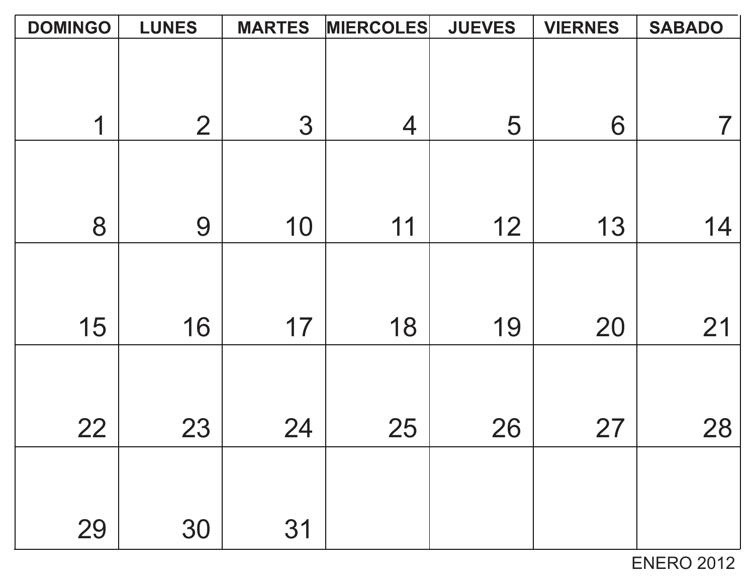| DOMINGO | LUNES | MARTES | MIERCOLES | JUEVES | VIERNES | SABADO |
| --- | --- | --- | --- | --- | --- | --- |
| 1 | 2 | 3 | 4 | 5 | 6 | 7 |
| 8 | 9 | 10 | 11 | 12 | 13 | 14 |
| 15 | 16 | 17 | 18 | 19 | 20 | 21 |
| 22 | 23 | 24 | 25 | 26 | 27 | 28 |
| 29 | 30 | 31 | | | | |

ENERO 2012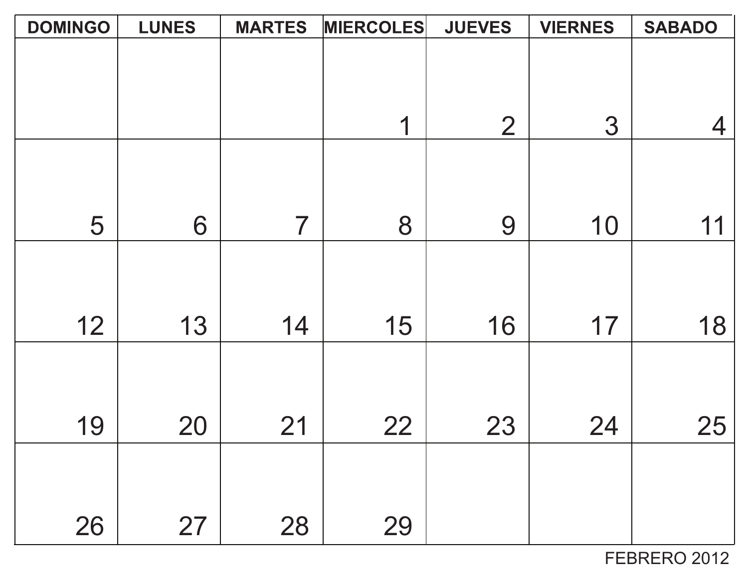| DOMINGO | LUNES | MARTES | MIERCOLES | JUEVES | VIERNES | SABADO |
|---|---|---|---|---|---|---|
| | | | 1 | 2 | 3 | 4 |
| 5 | 6 | 7 | 8 | 9 | 10 | 11 |
| 12 | 13 | 14 | 15 | 16 | 17 | 18 |
| 19 | 20 | 21 | 22 | 23 | 24 | 25 |
| 26 | 27 | 28 | 29 | | | |

FEBRERO 2012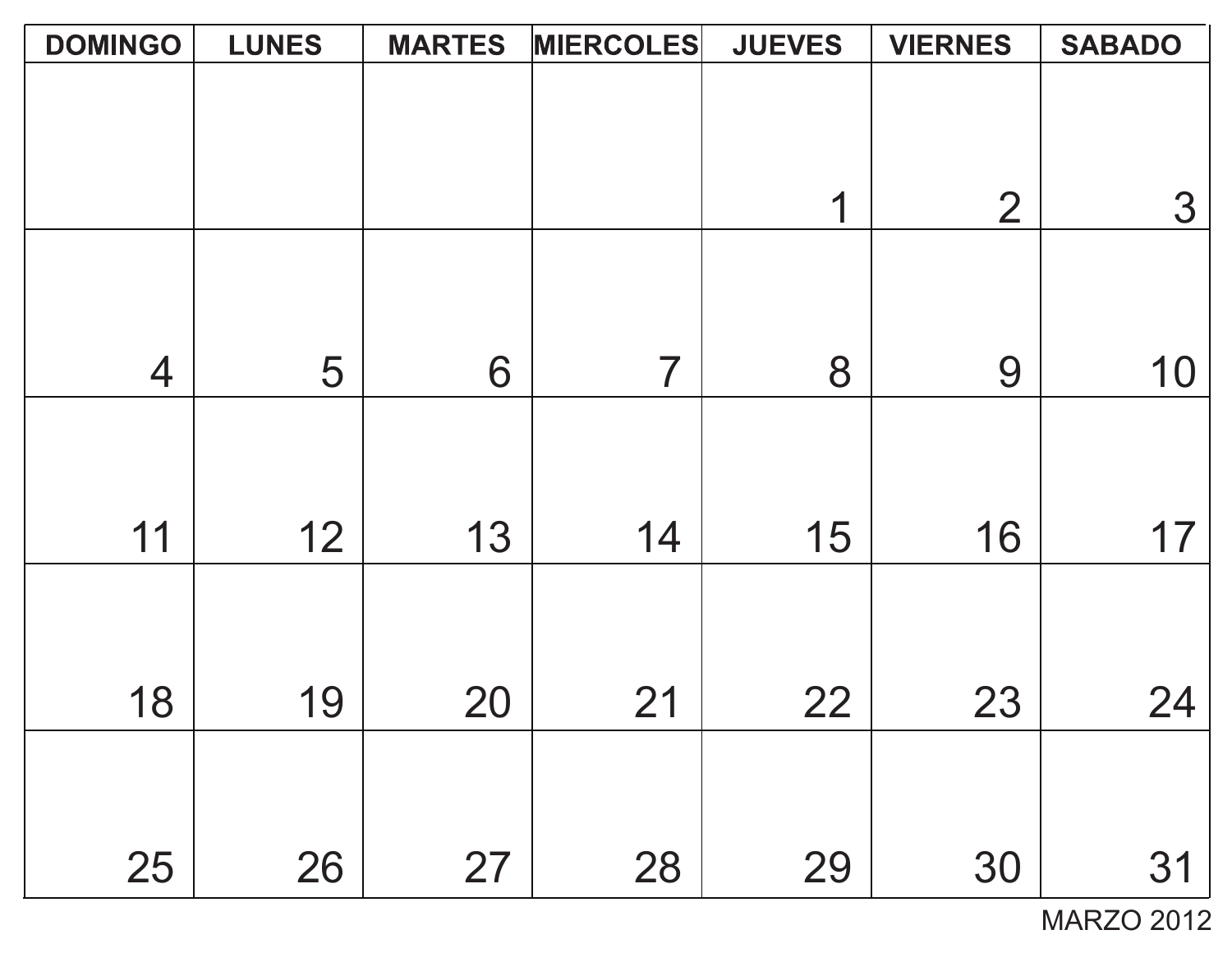| DOMINGO | LUNES | MARTES | MIERCOLES | JUEVES | VIERNES | SABADO |
|---|---|---|---|---|---|---|
| | | | | 1 | 2 | 3 |
| 4 | 5 | 6 | 7 | 8 | 9 | 10 |
| 11 | 12 | 13 | 14 | 15 | 16 | 17 |
| 18 | 19 | 20 | 21 | 22 | 23 | 24 |
| 25 | 26 | 27 | 28 | 29 | 30 | 31 |

MARZO 2012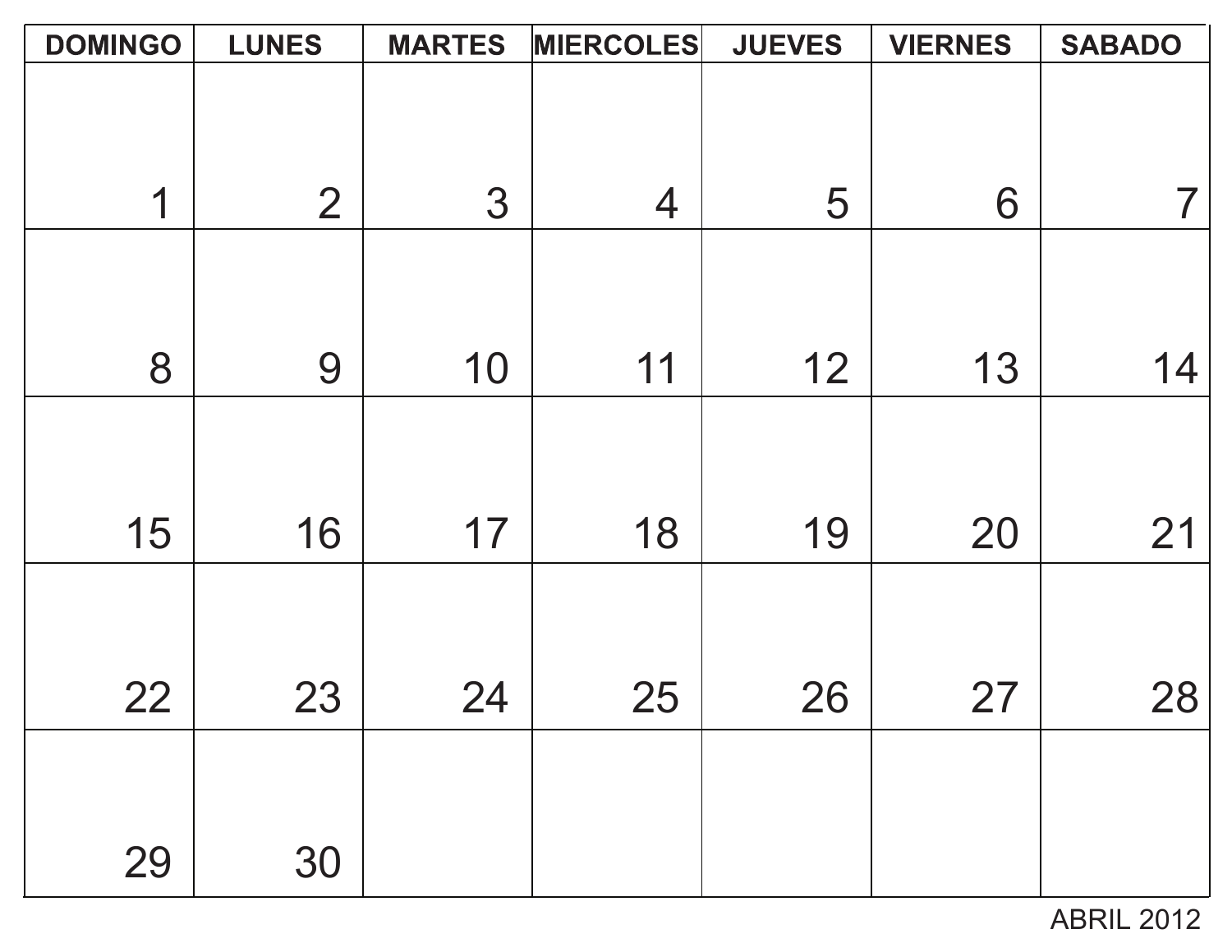| DOMINGO | LUNES | MARTES | MIERCOLES | JUEVES | VIERNES | SABADO |
| --- | --- | --- | --- | --- | --- | --- |
| 1 | 2 | 3 | 4 | 5 | 6 | 7 |
| 8 | 9 | 10 | 11 | 12 | 13 | 14 |
| 15 | 16 | 17 | 18 | 19 | 20 | 21 |
| 22 | 23 | 24 | 25 | 26 | 27 | 28 |
| 29 | 30 | | | | | |

ABRIL 2012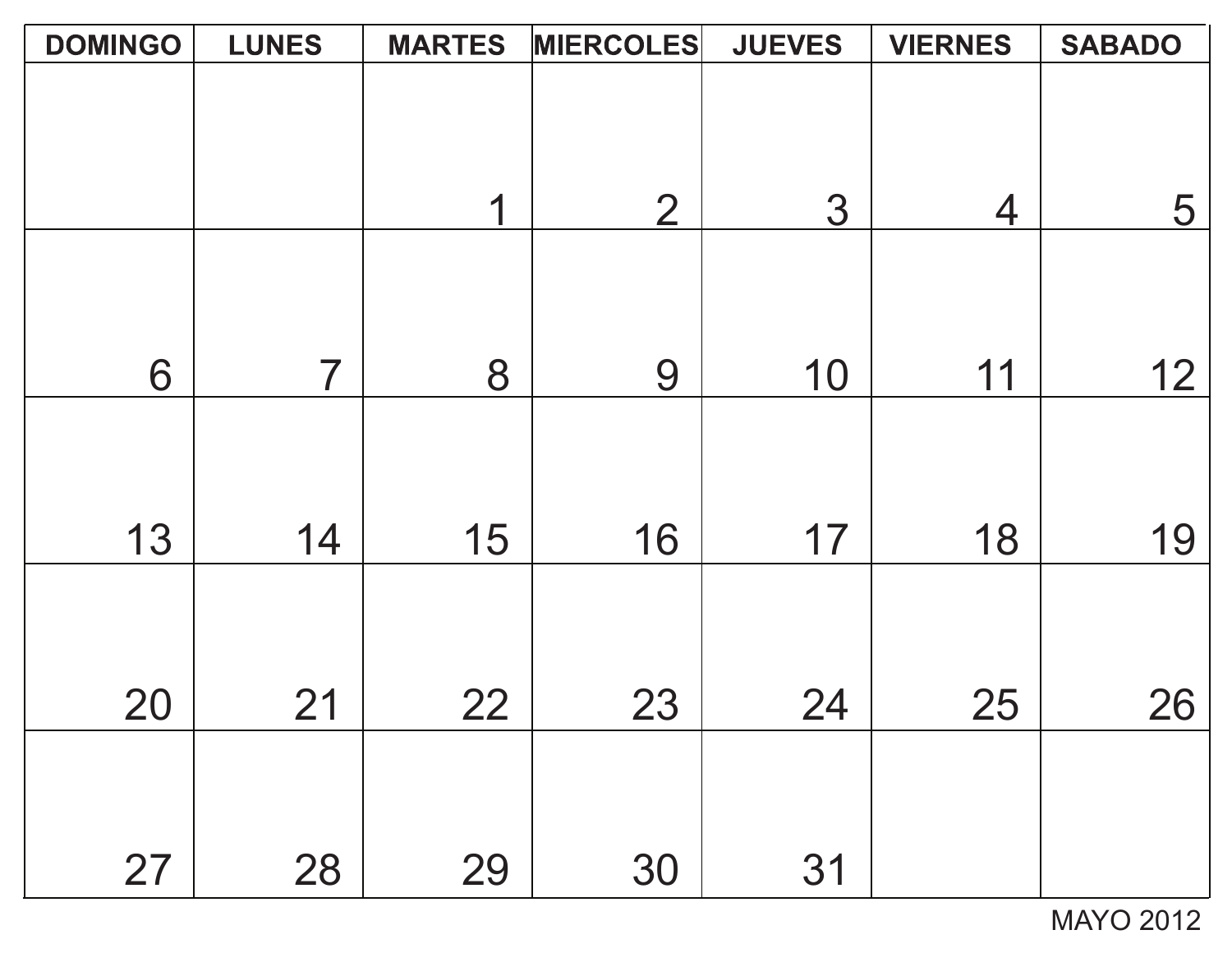| DOMINGO | LUNES | MARTES | MIERCOLES | JUEVES | VIERNES | SABADO |
|---|---|---|---|---|---|---|
| | | 1 | 2 | 3 | 4 | 5 |
| 6 | 7 | 8 | 9 | 10 | 11 | 12 |
| 13 | 14 | 15 | 16 | 17 | 18 | 19 |
| 20 | 21 | 22 | 23 | 24 | 25 | 26 |
| 27 | 28 | 29 | 30 | 31 | | |

MAYO 2012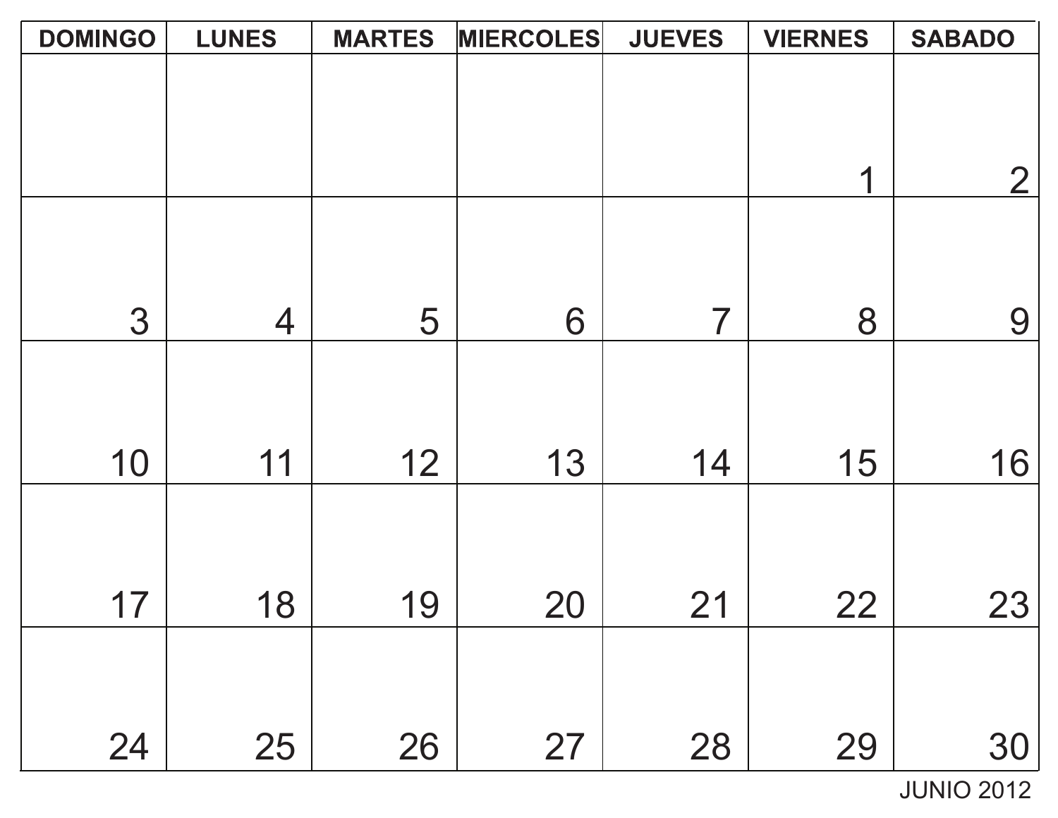| DOMINGO | LUNES | MARTES | MIERCOLES | JUEVES | VIERNES | SABADO |
| --- | --- | --- | --- | --- | --- | --- |
| | | | | | 1 | 2 |
| 3 | 4 | 5 | 6 | 7 | 8 | 9 |
| 10 | 11 | 12 | 13 | 14 | 15 | 16 |
| 17 | 18 | 19 | 20 | 21 | 22 | 23 |
| 24 | 25 | 26 | 27 | 28 | 29 | 30 |

JUNIO 2012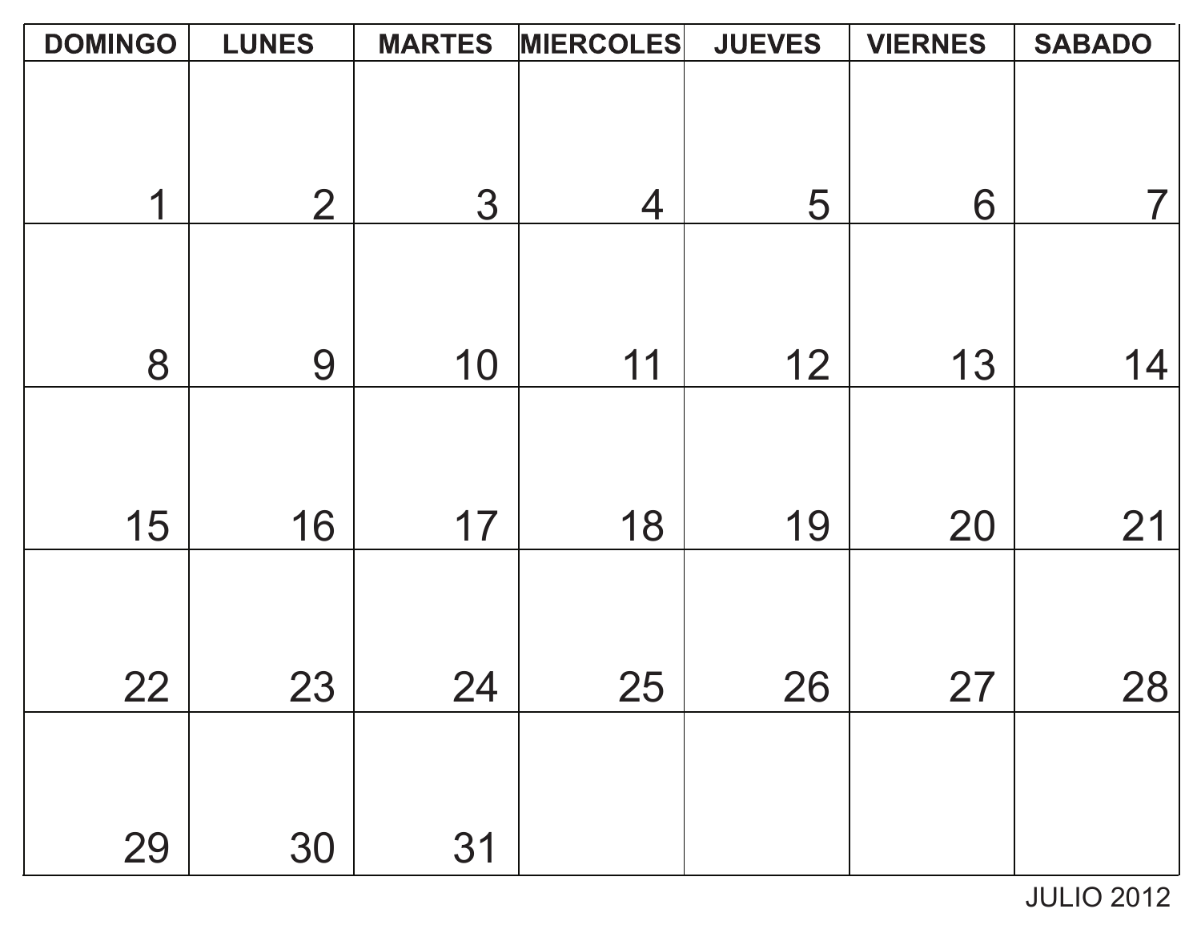| DOMINGO | LUNES | MARTES | MIERCOLES | JUEVES | VIERNES | SABADO |
|---|---|---|---|---|---|---|
| 1 | 2 | 3 | 4 | 5 | 6 | 7 |
| 8 | 9 | 10 | 11 | 12 | 13 | 14 |
| 15 | 16 | 17 | 18 | 19 | 20 | 21 |
| 22 | 23 | 24 | 25 | 26 | 27 | 28 |
| 29 | 30 | 31 | | | | |

JULIO 2012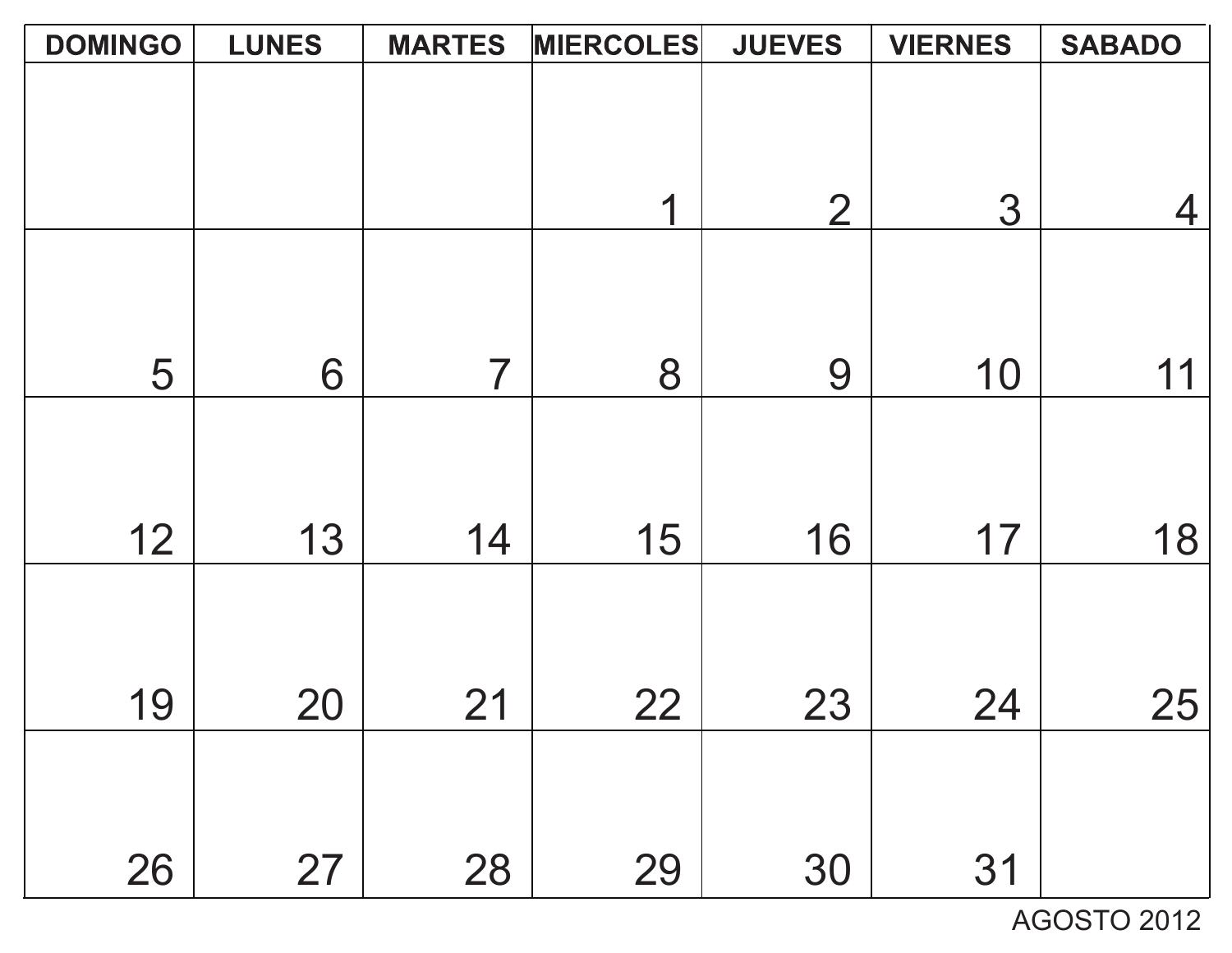| DOMINGO | LUNES | MARTES | MIERCOLES | JUEVES | VIERNES | SABADO |
|---|---|---|---|---|---|---|
| | | | 1 | 2 | 3 | 4 |
| 5 | 6 | 7 | 8 | 9 | 10 | 11 |
| 12 | 13 | 14 | 15 | 16 | 17 | 18 |
| 19 | 20 | 21 | 22 | 23 | 24 | 25 |
| 26 | 27 | 28 | 29 | 30 | 31 | |

AGOSTO 2012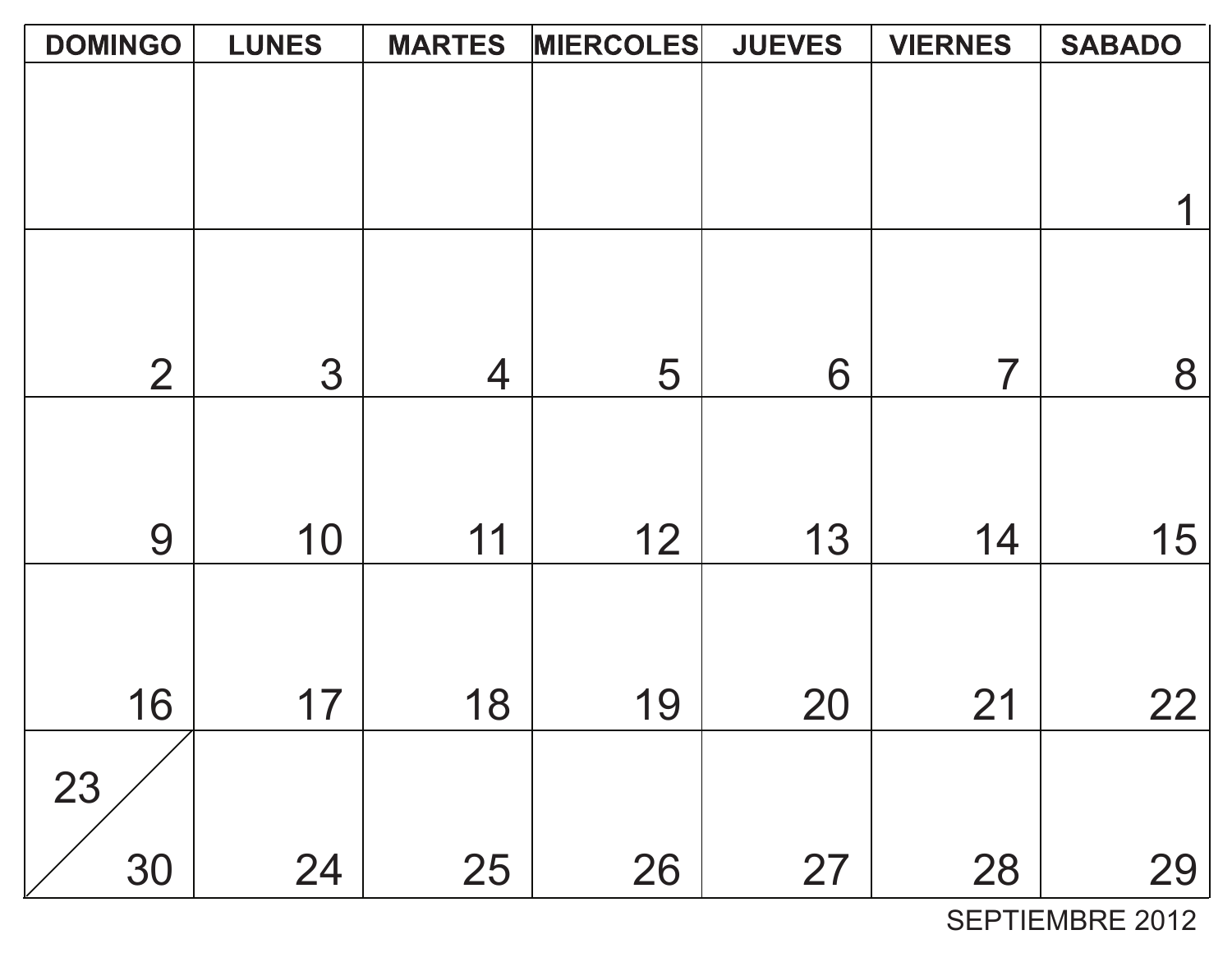| DOMINGO | LUNES | MARTES | MIERCOLES | JUEVES | VIERNES | SABADO |
|---|---|---|---|---|---|---|
| | | | | | | 1 |
| 2 | 3 | 4 | 5 | 6 | 7 | 8 |
| 9 | 10 | 11 | 12 | 13 | 14 | 15 |
| 16 | 17 | 18 | 19 | 20 | 21 | 22 |
| 23 / 30 | 24 | 25 | 26 | 27 | 28 | 29 |

SEPTIEMBRE 2012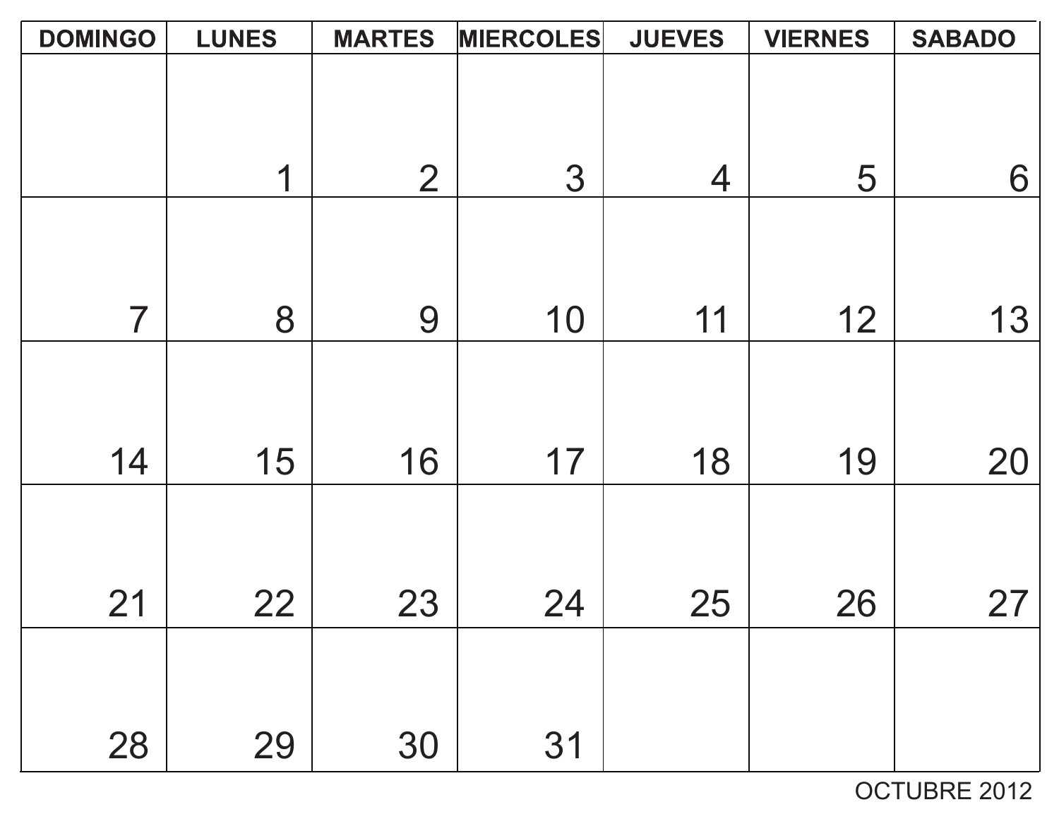| DOMINGO | LUNES | MARTES | MIERCOLES | JUEVES | VIERNES | SABADO |
|---|---|---|---|---|---|---|
| | 1 | 2 | 3 | 4 | 5 | 6 |
| 7 | 8 | 9 | 10 | 11 | 12 | 13 |
| 14 | 15 | 16 | 17 | 18 | 19 | 20 |
| 21 | 22 | 23 | 24 | 25 | 26 | 27 |
| 28 | 29 | 30 | 31 | | | |

OCTUBRE 2012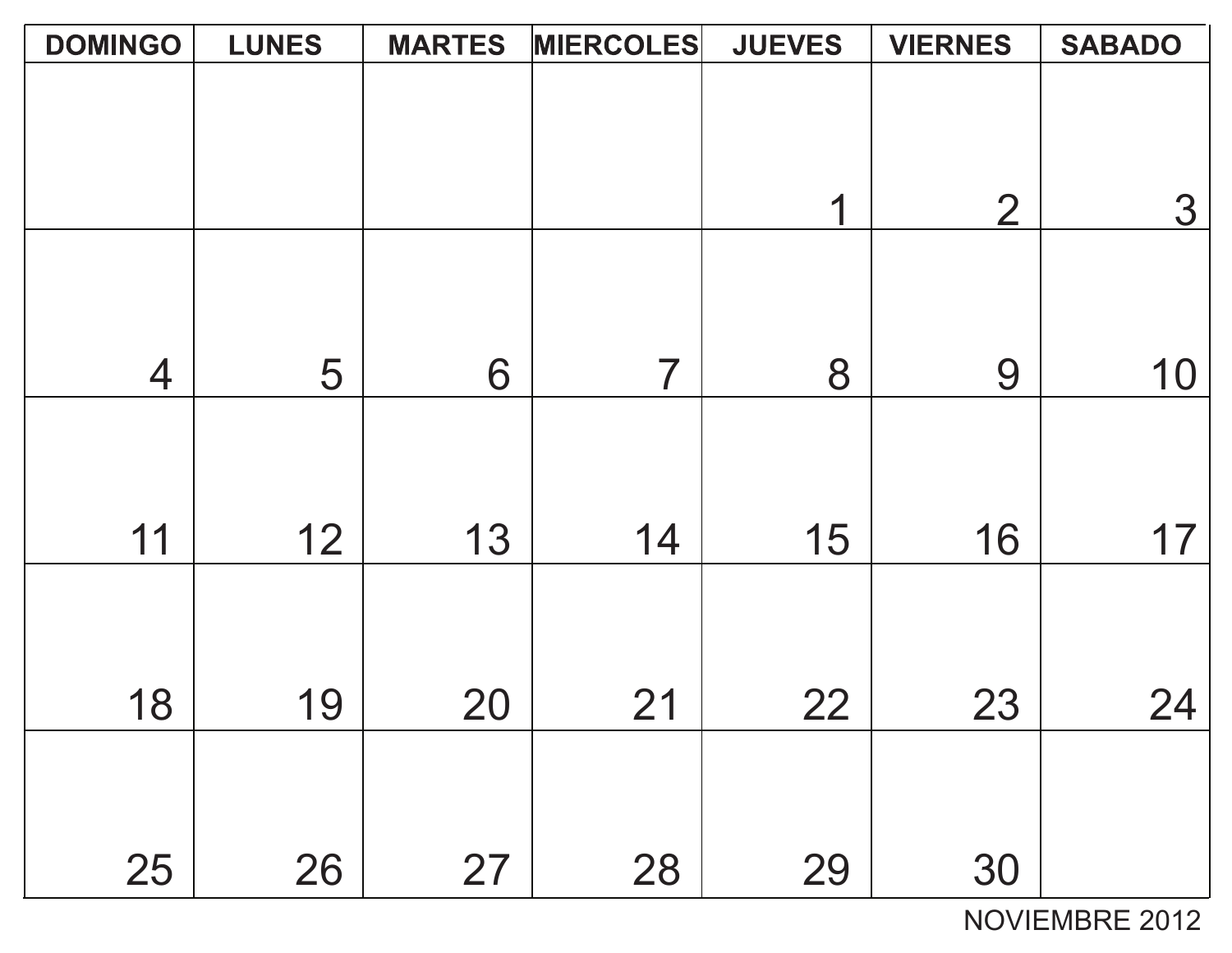| DOMINGO | LUNES | MARTES | MIERCOLES | JUEVES | VIERNES | SABADO |
|---|---|---|---|---|---|---|
| | | | | 1 | 2 | 3 |
| 4 | 5 | 6 | 7 | 8 | 9 | 10 |
| 11 | 12 | 13 | 14 | 15 | 16 | 17 |
| 18 | 19 | 20 | 21 | 22 | 23 | 24 |
| 25 | 26 | 27 | 28 | 29 | 30 | |

NOVIEMBRE 2012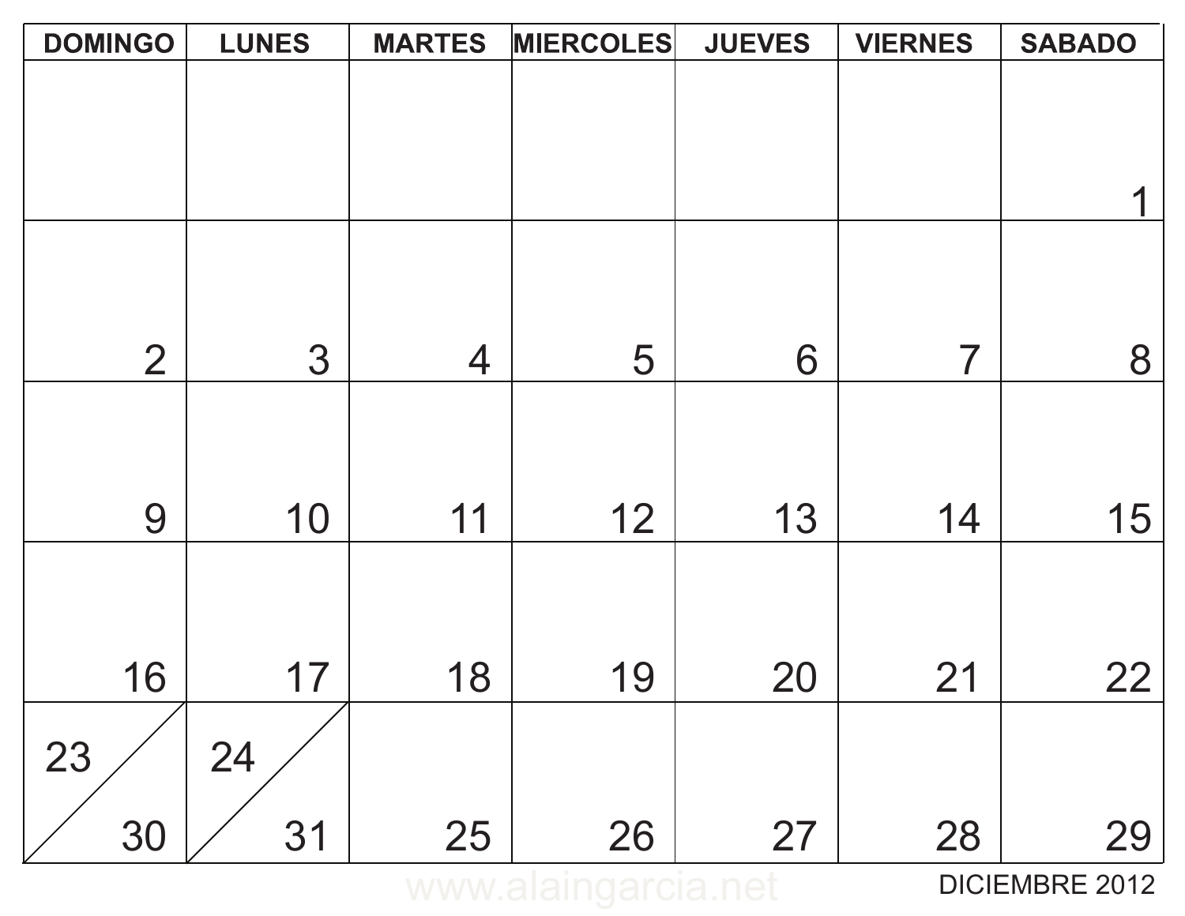| DOMINGO | LUNES | MARTES | MIERCOLES | JUEVES | VIERNES | SABADO |
|---|---|---|---|---|---|---|
| | | | | | | 1 |
| 2 | 3 | 4 | 5 | 6 | 7 | 8 |
| 9 | 10 | 11 | 12 | 13 | 14 | 15 |
| 16 | 17 | 18 | 19 | 20 | 21 | 22 |
| 23 / 30 | 24 / 31 | 25 | 26 | 27 | 28 | 29 |

www.alaingarcia.net

DICIEMBRE 2012